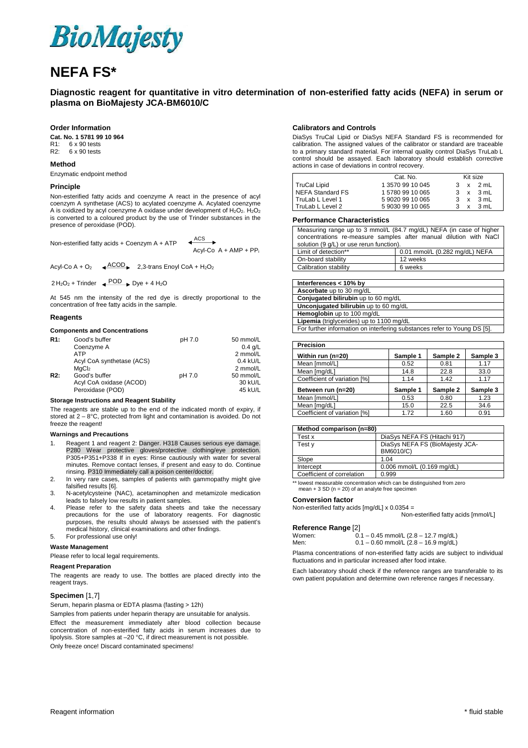# BioMajesty

# NEFA FS*

**Diagnostic reagent for quantitative in vitro determination of non-esterified fatty acids (NEFA) in serum or plasma on BioMajesty JCA-BM6010/C**

## Order Information

**Cat. No. 1 5781 99 10 964**
R1: 6 x 90 tests
R2: 6 x 90 tests

## Method

Enzymatic endpoint method

## Principle

Non-esterified fatty acids and coenzyme A react in the presence of acyl coenzyme A synthetase (ACS) to acylated coenzyme A. Acylated coenzyme A is oxidized by acyl coenzyme A oxidase under development of $H_2O_2$. $H_2O_2$ is converted to a coloured product by the use of Trinder substances in the presence of peroxidase (POD).

$$\text{Non-esterified fatty acids} + \text{Coenzym A} + \text{ATP} \xrightleftharpoons{\text{ACS}} \text{Acyl-Co A} + \text{AMP} + \text{PP}_i$$

$$\text{Acyl-Co A} + O_2 \xrightleftharpoons{\text{ACOD}} \text{2,3-trans Enoyl CoA} + H_2O_2$$

$$2\,H_2O_2 + \text{Trinder} \xrightleftharpoons{\text{POD}} \text{Dye} + 4\,H_2O$$

At 545 nm the intensity of the red dye is directly proportional to the concentration of free fatty acids in the sample.

## Reagents

### Components and Concentrations

| | | | |
|---|---|---|---|
| **R1:** | Good's buffer | pH 7.0 | 50 mmol/L |
| | Coenzyme A | | 0.4 g/L |
| | ATP | | 2 mmol/L |
| | Acyl CoA synthetase (ACS) | | 0.4 kU/L |
| | $MgCl_2$ | | 2 mmol/L |
| **R2:** | Good's buffer | pH 7.0 | 50 mmol/L |
| | Acyl CoA oxidase (ACOD) | | 30 kU/L |
| | Peroxidase (POD) | | 45 kU/L |

### Storage Instructions and Reagent Stability

The reagents are stable up to the end of the indicated month of expiry, if stored at 2 – 8°C, protected from light and contamination is avoided. Do not freeze the reagent!

### Warnings and Precautions

1. Reagent 1 and reagent 2: Danger. H318 Causes serious eye damage. P280 Wear protective gloves/protective clothing/eye protection. P305+P351+P338 If in eyes: Rinse cautiously with water for several minutes. Remove contact lenses, if present and easy to do. Continue rinsing. P310 Immediately call a poison center/doctor.
2. In very rare cases, samples of patients with gammopathy might give falsified results [6].
3. N-acetylcysteine (NAC), acetaminophen and metamizole medication leads to falsely low results in patient samples.
4. Please refer to the safety data sheets and take the necessary precautions for the use of laboratory reagents. For diagnostic purposes, the results should always be assessed with the patient's medical history, clinical examinations and other findings.
5. For professional use only!

### Waste Management

Please refer to local legal requirements.

### Reagent Preparation

The reagents are ready to use. The bottles are placed directly into the reagent trays.

## Specimen [1,7]

Serum, heparin plasma or EDTA plasma (fasting > 12h)

Samples from patients under heparin therapy are unsuitable for analysis.

Effect the measurement immediately after blood collection because concentration of non-esterified fatty acids in serum increases due to lipolysis. Store samples at –20 °C, if direct measurement is not possible.

Only freeze once! Discard contaminated specimens!

## Calibrators and Controls

DiaSys TruCal Lipid or DiaSys NEFA Standard FS is recommended for calibration. The assigned values of the calibrator or standard are traceable to a primary standard material. For internal quality control DiaSys TruLab L control should be assayed. Each laboratory should establish corrective actions in case of deviations in control recovery.

| | Cat. No. | Kit size |
|---|---|---|
| TruCal Lipid | 1 3570 99 10 045 | 3 x 2 mL |
| NEFA Standard FS | 1 5780 99 10 065 | 3 x 3 mL |
| TruLab L Level 1 | 5 9020 99 10 065 | 3 x 3 mL |
| TruLab L Level 2 | 5 9030 99 10 065 | 3 x 3 mL |

## Performance Characteristics

| | |
|---|---|
| Measuring range up to 3 mmol/L (84.7 mg/dL) NEFA (in case of higher concentrations re-measure samples after manual dilution with NaCl solution (9 g/L) or use rerun function). | |
| Limit of detection** | 0.01 mmol/L (0.282 mg/dL) NEFA |
| On-board stability | 12 weeks |
| Calibration stability | 6 weeks |

| Interferences < 10% by |
|---|
| **Ascorbate** up to 30 mg/dL |
| **Conjugated bilirubin** up to 60 mg/dL |
| **Unconjugated bilirubin** up to 60 mg/dL |
| **Hemoglobin** up to 100 mg/dL |
| **Lipemia** (triglycerides) up to 1100 mg/dL |
| For further information on interfering substances refer to Young DS [5]. |

| **Precision** | | | |
|---|---|---|---|
| **Within run (n=20)** | **Sample 1** | **Sample 2** | **Sample 3** |
| Mean [mmol/L] | 0.52 | 0.81 | 1.17 |
| Mean [mg/dL] | 14.8 | 22.8 | 33.0 |
| Coefficient of variation [%] | 1.14 | 1.42 | 1.17 |
| **Between run (n=20)** | **Sample 1** | **Sample 2** | **Sample 3** |
| Mean [mmol/L] | 0.53 | 0.80 | 1.23 |
| Mean [mg/dL] | 15.0 | 22.5 | 34.6 |
| Coefficient of variation [%] | 1.72 | 1.60 | 0.91 |

| **Method comparison (n=80)** | |
|---|---|
| Test x | DiaSys NEFA FS (Hitachi 917) |
| Test y | DiaSys NEFA FS (BioMajesty JCA-BM6010/C) |
| Slope | 1.04 |
| Intercept | 0.006 mmol/L (0.169 mg/dL) |
| Coefficient of correlation | 0.999 |

** lowest measurable concentration which can be distinguished from zero
mean + 3 SD (n = 20) of an analyte free specimen

## Conversion factor

Non-esterified fatty acids [mg/dL] x 0.0354 = Non-esterified fatty acids [mmol/L]

## Reference Range [2]

Women: 0.1 – 0.45 mmol/L (2.8 – 12.7 mg/dL)
Men: 0.1 – 0.60 mmol/L (2.8 – 16.9 mg/dL)

Plasma concentrations of non-esterified fatty acids are subject to individual fluctuations and in particular increased after food intake.

Each laboratory should check if the reference ranges are transferable to its own patient population and determine own reference ranges if necessary.

Reagent information

\* fluid stable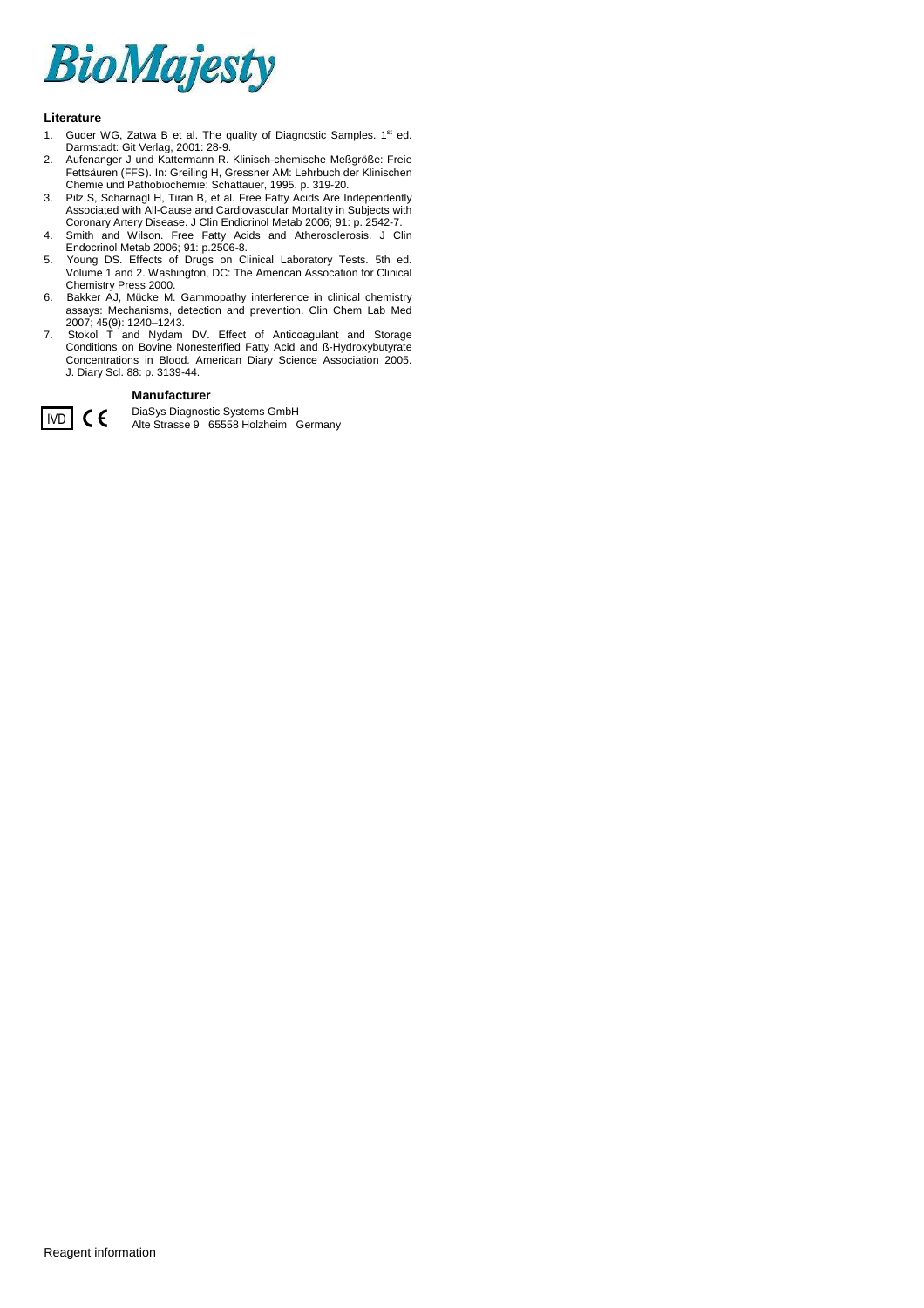# BioMajesty

### Literature

1. Guder WG, Zatwa B et al. The quality of Diagnostic Samples. 1st ed. Darmstadt: Git Verlag, 2001: 28-9.
2. Aufenanger J und Kattermann R. Klinisch-chemische Meßgröße: Freie Fettsäuren (FFS). In: Greiling H, Gressner AM: Lehrbuch der Klinischen Chemie und Pathobiochemie: Schattauer, 1995. p. 319-20.
3. Pilz S, Scharnagl H, Tiran B, et al. Free Fatty Acids Are Independently Associated with All-Cause and Cardiovascular Mortality in Subjects with Coronary Artery Disease. J Clin Endicrinol Metab 2006; 91: p. 2542-7.
4. Smith and Wilson. Free Fatty Acids and Atherosclerosis. J Clin Endocrinol Metab 2006; 91: p.2506-8.
5. Young DS. Effects of Drugs on Clinical Laboratory Tests. 5th ed. Volume 1 and 2. Washington, DC: The American Assocation for Clinical Chemistry Press 2000.
6. Bakker AJ, Mücke M. Gammopathy interference in clinical chemistry assays: Mechanisms, detection and prevention. Clin Chem Lab Med 2007; 45(9): 1240–1243.
7. Stokol T and Nydam DV. Effect of Anticoagulant and Storage Conditions on Bovine Nonesterified Fatty Acid and ß-Hydroxybutyrate Concentrations in Blood. American Diary Science Association 2005. J. Diary Scl. 88: p. 3139-44.

### Manufacturer

IVD CE

DiaSys Diagnostic Systems GmbH
Alte Strasse 9 65558 Holzheim Germany

Reagent information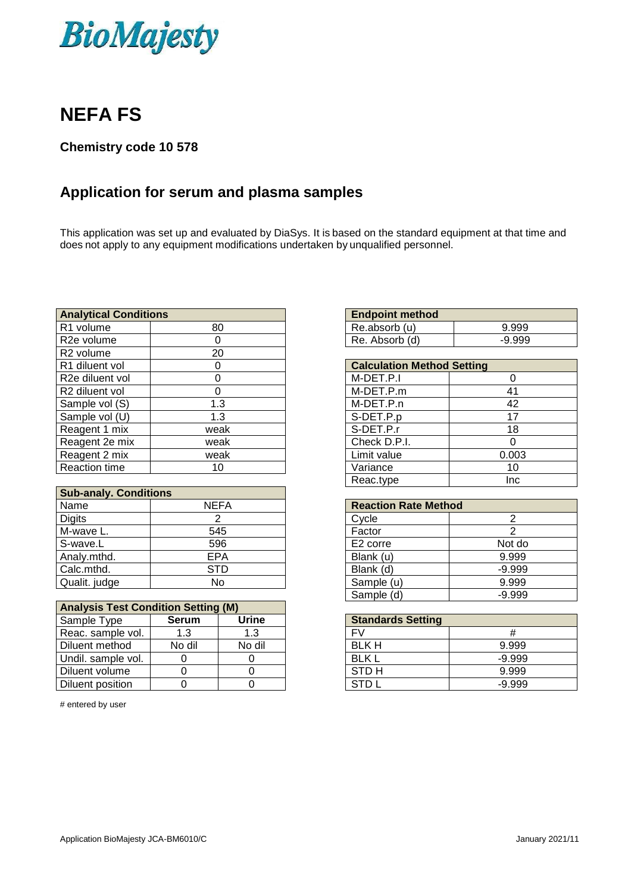BioMajesty

# NEFA FS

**Chemistry code 10 578**

## Application for serum and plasma samples

This application was set up and evaluated by DiaSys. It is based on the standard equipment at that time and does not apply to any equipment modifications undertaken by unqualified personnel.

| Analytical Conditions | |
|---|---|
| R1 volume | 80 |
| R2e volume | 0 |
| R2 volume | 20 |
| R1 diluent vol | 0 |
| R2e diluent vol | 0 |
| R2 diluent vol | 0 |
| Sample vol (S) | 1.3 |
| Sample vol (U) | 1.3 |
| Reagent 1 mix | weak |
| Reagent 2e mix | weak |
| Reagent 2 mix | weak |
| Reaction time | 10 |

| Sub-analy. Conditions | |
|---|---|
| Name | NEFA |
| Digits | 2 |
| M-wave L. | 545 |
| S-wave.L | 596 |
| Analy.mthd. | EPA |
| Calc.mthd. | STD |
| Qualit. judge | No |

| Analysis Test Condition Setting (M) | | |
|---|---|---|
| Sample Type | **Serum** | **Urine** |
| Reac. sample vol. | 1.3 | 1.3 |
| Diluent method | No dil | No dil |
| Undil. sample vol. | 0 | 0 |
| Diluent volume | 0 | 0 |
| Diluent position | 0 | 0 |

| Endpoint method | |
|---|---|
| Re.absorb (u) | 9.999 |
| Re. Absorb (d) | -9.999 |

| Calculation Method Setting | |
|---|---|
| M-DET.P.I | 0 |
| M-DET.P.m | 41 |
| M-DET.P.n | 42 |
| S-DET.P.p | 17 |
| S-DET.P.r | 18 |
| Check D.P.I. | 0 |
| Limit value | 0.003 |
| Variance | 10 |
| Reac.type | Inc |

| Reaction Rate Method | |
|---|---|
| Cycle | 2 |
| Factor | 2 |
| E2 corre | Not do |
| Blank (u) | 9.999 |
| Blank (d) | -9.999 |
| Sample (u) | 9.999 |
| Sample (d) | -9.999 |

| Standards Setting | |
|---|---|
| FV | # |
| BLK H | 9.999 |
| BLK L | -9.999 |
| STD H | 9.999 |
| STD L | -9.999 |

# entered by user

Application BioMajesty JCA-BM6010/C

January 2021/11